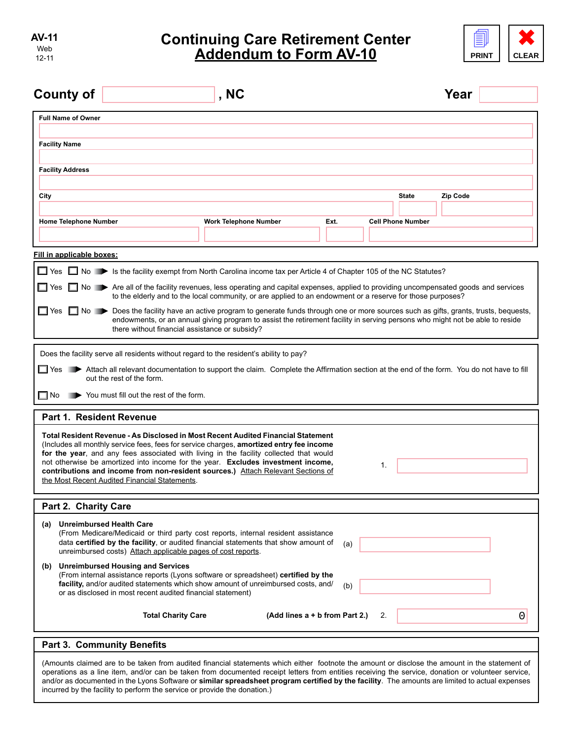AV-11
Web
12-11

# Continuing Care Retirement Center
## Addendum to Form AV-10

PRINT CLEAR

**County of** ____________ **, NC** **Year** ______

**Full Name of Owner**

**Facility Name**

**Facility Address**

**City** **State** **Zip Code**

**Home Telephone Number** **Work Telephone Number** **Ext.** **Cell Phone Number**

**Fill in applicable boxes:**

☐ Yes ☐ No ➨ Is the facility exempt from North Carolina income tax per Article 4 of Chapter 105 of the NC Statutes?

☐ Yes ☐ No ➨ Are all of the facility revenues, less operating and capital expenses, applied to providing uncompensated goods and services to the elderly and to the local community, or are applied to an endowment or a reserve for those purposes?

☐ Yes ☐ No ➨ Does the facility have an active program to generate funds through one or more sources such as gifts, grants, trusts, bequests, endowments, or an annual giving program to assist the retirement facility in serving persons who might not be able to reside there without financial assistance or subsidy?

Does the facility serve all residents without regard to the resident's ability to pay?

☐ Yes ➨ Attach all relevant documentation to support the claim. Complete the Affirmation section at the end of the form. You do not have to fill out the rest of the form.

☐ No ➨ You must fill out the rest of the form.

## Part 1. Resident Revenue

**Total Resident Revenue - As Disclosed in Most Recent Audited Financial Statement** (Includes all monthly service fees, fees for service charges, **amortized entry fee income for the year**, and any fees associated with living in the facility collected that would not otherwise be amortized into income for the year. **Excludes investment income, contributions and income from non-resident sources.)** Attach Relevant Sections of the Most Recent Audited Financial Statements. 1. ________

## Part 2. Charity Care

**(a) Unreimbursed Health Care**
(From Medicare/Medicaid or third party cost reports, internal resident assistance data **certified by the facility**, or audited financial statements that show amount of unreimbursed costs) Attach applicable pages of cost reports. (a) ________

**(b) Unreimbursed Housing and Services**
(From internal assistance reports (Lyons software or spreadsheet) **certified by the facility,** and/or audited statements which show amount of unreimbursed costs, and/ or as disclosed in most recent audited financial statement) (b) ________

**Total Charity Care** **(Add lines a + b from Part 2.)** 2. 0

## Part 3. Community Benefits

(Amounts claimed are to be taken from audited financial statements which either footnote the amount or disclose the amount in the statement of operations as a line item, and/or can be taken from documented receipt letters from entities receiving the service, donation or volunteer service, and/or as documented in the Lyons Software or **similar spreadsheet program certified by the facility**. The amounts are limited to actual expenses incurred by the facility to perform the service or provide the donation.)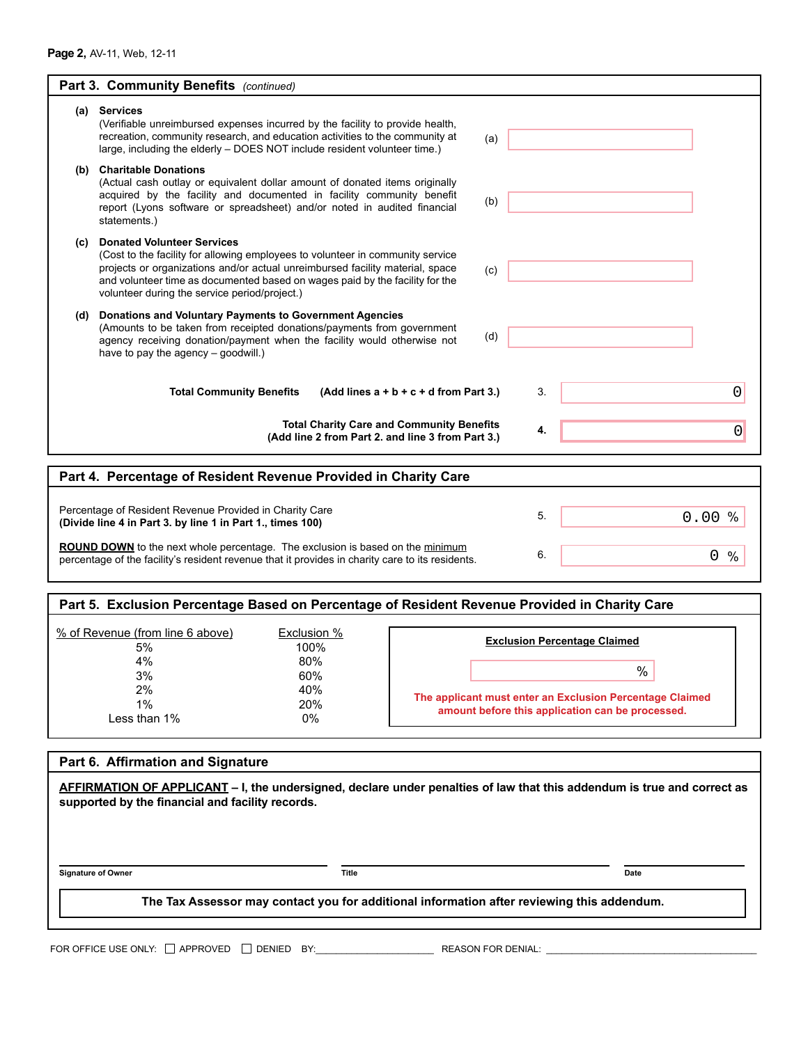Page 2, AV-11, Web, 12-11

## Part 3. Community Benefits *(continued)*

**(a) Services**
(Verifiable unreimbursed expenses incurred by the facility to provide health, recreation, community research, and education activities to the community at large, including the elderly – DOES NOT include resident volunteer time.) (a) ____________

**(b) Charitable Donations**
(Actual cash outlay or equivalent dollar amount of donated items originally acquired by the facility and documented in facility community benefit report (Lyons software or spreadsheet) and/or noted in audited financial statements.) (b) ____________

**(c) Donated Volunteer Services**
(Cost to the facility for allowing employees to volunteer in community service projects or organizations and/or actual unreimbursed facility material, space and volunteer time as documented based on wages paid by the facility for the volunteer during the service period/project.) (c) ____________

**(d) Donations and Voluntary Payments to Government Agencies**
(Amounts to be taken from receipted donations/payments from government agency receiving donation/payment when the facility would otherwise not have to pay the agency – goodwill.) (d) ____________

**Total Community Benefits (Add lines a + b + c + d from Part 3.)** 3. 0

**Total Charity Care and Community Benefits (Add line 2 from Part 2. and line 3 from Part 3.)** **4.** 0

## Part 4. Percentage of Resident Revenue Provided in Charity Care

Percentage of Resident Revenue Provided in Charity Care
**(Divide line 4 in Part 3. by line 1 in Part 1., times 100)** 5. 0.00 %

**ROUND DOWN** to the next whole percentage. The exclusion is based on the minimum percentage of the facility's resident revenue that it provides in charity care to its residents. 6. 0 %

## Part 5. Exclusion Percentage Based on Percentage of Resident Revenue Provided in Charity Care

| % of Revenue (from line 6 above) | Exclusion % |
|---|---|
| 5% | 100% |
| 4% | 80% |
| 3% | 60% |
| 2% | 40% |
| 1% | 20% |
| Less than 1% | 0% |

**Exclusion Percentage Claimed**

____________ %

**The applicant must enter an Exclusion Percentage Claimed amount before this application can be processed.**

## Part 6. Affirmation and Signature

**AFFIRMATION OF APPLICANT – I, the undersigned, declare under penalties of law that this addendum is true and correct as supported by the financial and facility records.**

| Signature of Owner | Title | Date |
|---|---|---|
| | | |

**The Tax Assessor may contact you for additional information after reviewing this addendum.**

FOR OFFICE USE ONLY: ☐ APPROVED ☐ DENIED BY:____________________ REASON FOR DENIAL: ________________________________________